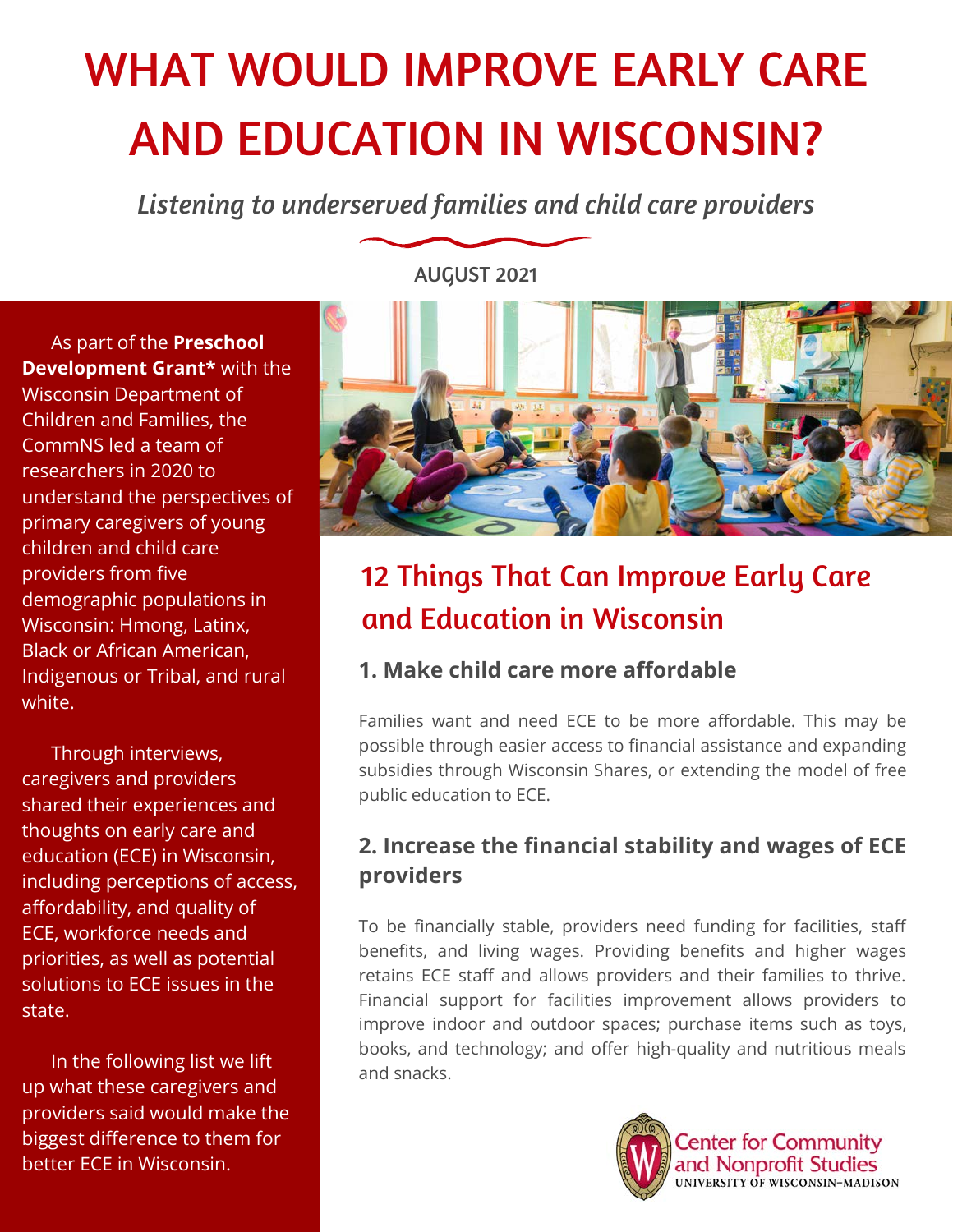# WHAT WOULD IMPROVE EARLY CARE AND EDUCATION IN WISCONSIN?

*Listening to underserved families and child care providers*

AUGUST 2021

As part of the **Preschool Development Grant*** with the Wisconsin Department of Children and Families, the CommNS led a team of researchers in 2020 to understand the perspectives of primary caregivers of young children and child care providers from five demographic populations in Wisconsin: Hmong, Latinx, Black or African American, Indigenous or Tribal, and rural white.

Through interviews, caregivers and providers shared their experiences and thoughts on early care and education (ECE) in Wisconsin, including perceptions of access, affordability, and quality of ECE, workforce needs and priorities, as well as potential solutions to ECE issues in the state.

In the following list we lift up what these caregivers and providers said would make the biggest difference to them for better ECE in Wisconsin.

## 12 Things That Can Improve Early Care and Education in Wisconsin

### 1. Make child care more affordable

Families want and need ECE to be more affordable. This may be possible through easier access to financial assistance and expanding subsidies through Wisconsin Shares, or extending the model of free public education to ECE.

### 2. Increase the financial stability and wages of ECE providers

To be financially stable, providers need funding for facilities, staff benefits, and living wages. Providing benefits and higher wages retains ECE staff and allows providers and their families to thrive. Financial support for facilities improvement allows providers to improve indoor and outdoor spaces; purchase items such as toys, books, and technology; and offer high-quality and nutritious meals and snacks.

Center for Community and Nonprofit Studies
UNIVERSITY OF WISCONSIN–MADISON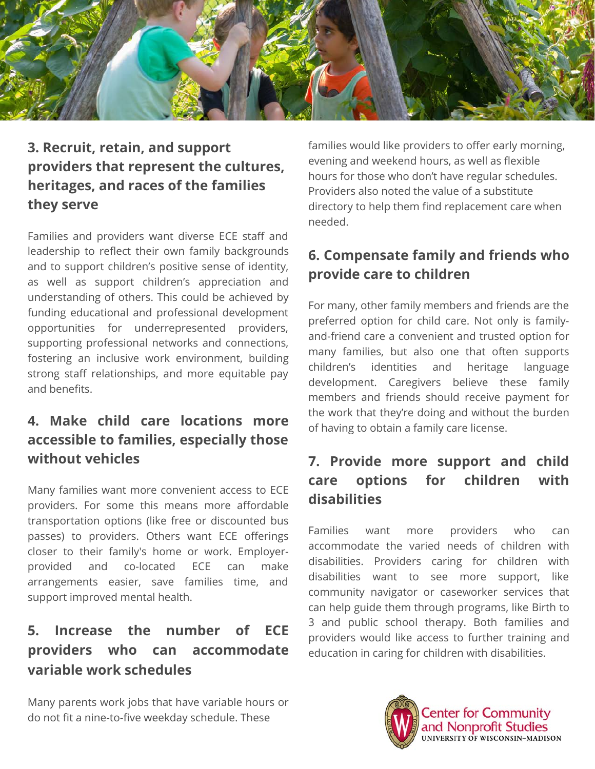### 3. Recruit, retain, and support providers that represent the cultures, heritages, and races of the families they serve

Families and providers want diverse ECE staff and leadership to reflect their own family backgrounds and to support children's positive sense of identity, as well as support children's appreciation and understanding of others. This could be achieved by funding educational and professional development opportunities for underrepresented providers, supporting professional networks and connections, fostering an inclusive work environment, building strong staff relationships, and more equitable pay and benefits.

### 4. Make child care locations more accessible to families, especially those without vehicles

Many families want more convenient access to ECE providers. For some this means more affordable transportation options (like free or discounted bus passes) to providers. Others want ECE offerings closer to their family's home or work. Employer-provided and co-located ECE can make arrangements easier, save families time, and support improved mental health.

### 5. Increase the number of ECE providers who can accommodate variable work schedules

Many parents work jobs that have variable hours or do not fit a nine-to-five weekday schedule. These families would like providers to offer early morning, evening and weekend hours, as well as flexible hours for those who don't have regular schedules. Providers also noted the value of a substitute directory to help them find replacement care when needed.

### 6. Compensate family and friends who provide care to children

For many, other family members and friends are the preferred option for child care. Not only is family-and-friend care a convenient and trusted option for many families, but also one that often supports children's identities and heritage language development. Caregivers believe these family members and friends should receive payment for the work that they're doing and without the burden of having to obtain a family care license.

### 7. Provide more support and child care options for children with disabilities

Families want more providers who can accommodate the varied needs of children with disabilities. Providers caring for children with disabilities want to see more support, like community navigator or caseworker services that can help guide them through programs, like Birth to 3 and public school therapy. Both families and providers would like access to further training and education in caring for children with disabilities.

Center for Community and Nonprofit Studies
UNIVERSITY OF WISCONSIN–MADISON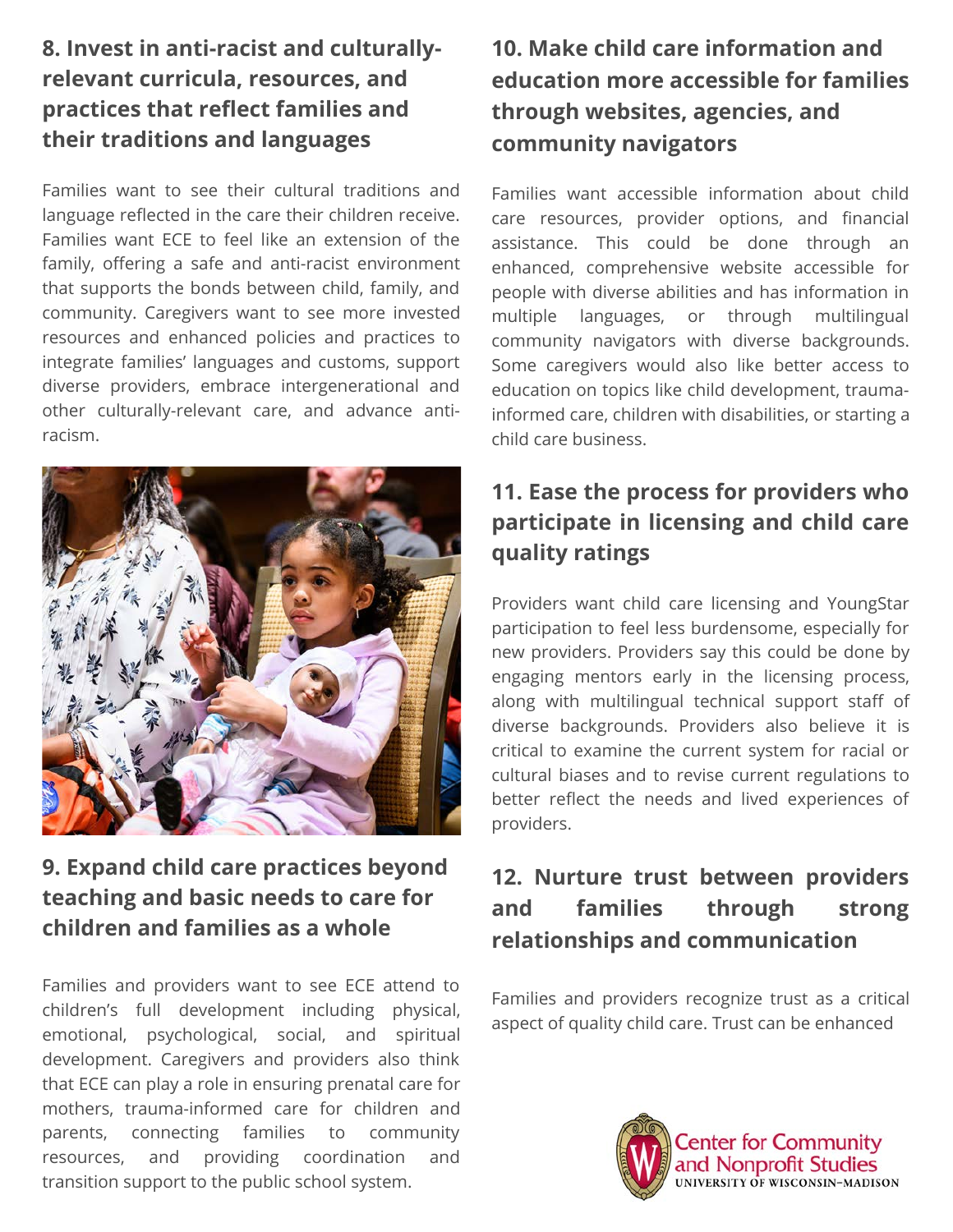## 8. Invest in anti-racist and culturally-relevant curricula, resources, and practices that reflect families and their traditions and languages

Families want to see their cultural traditions and language reflected in the care their children receive. Families want ECE to feel like an extension of the family, offering a safe and anti-racist environment that supports the bonds between child, family, and community. Caregivers want to see more invested resources and enhanced policies and practices to integrate families' languages and customs, support diverse providers, embrace intergenerational and other culturally-relevant care, and advance anti-racism.

## 9. Expand child care practices beyond teaching and basic needs to care for children and families as a whole

Families and providers want to see ECE attend to children's full development including physical, emotional, psychological, social, and spiritual development. Caregivers and providers also think that ECE can play a role in ensuring prenatal care for mothers, trauma-informed care for children and parents, connecting families to community resources, and providing coordination and transition support to the public school system.

## 10. Make child care information and education more accessible for families through websites, agencies, and community navigators

Families want accessible information about child care resources, provider options, and financial assistance. This could be done through an enhanced, comprehensive website accessible for people with diverse abilities and has information in multiple languages, or through multilingual community navigators with diverse backgrounds. Some caregivers would also like better access to education on topics like child development, trauma-informed care, children with disabilities, or starting a child care business.

## 11. Ease the process for providers who participate in licensing and child care quality ratings

Providers want child care licensing and YoungStar participation to feel less burdensome, especially for new providers. Providers say this could be done by engaging mentors early in the licensing process, along with multilingual technical support staff of diverse backgrounds. Providers also believe it is critical to examine the current system for racial or cultural biases and to revise current regulations to better reflect the needs and lived experiences of providers.

## 12. Nurture trust between providers and families through strong relationships and communication

Families and providers recognize trust as a critical aspect of quality child care. Trust can be enhanced

Center for Community and Nonprofit Studies
UNIVERSITY OF WISCONSIN–MADISON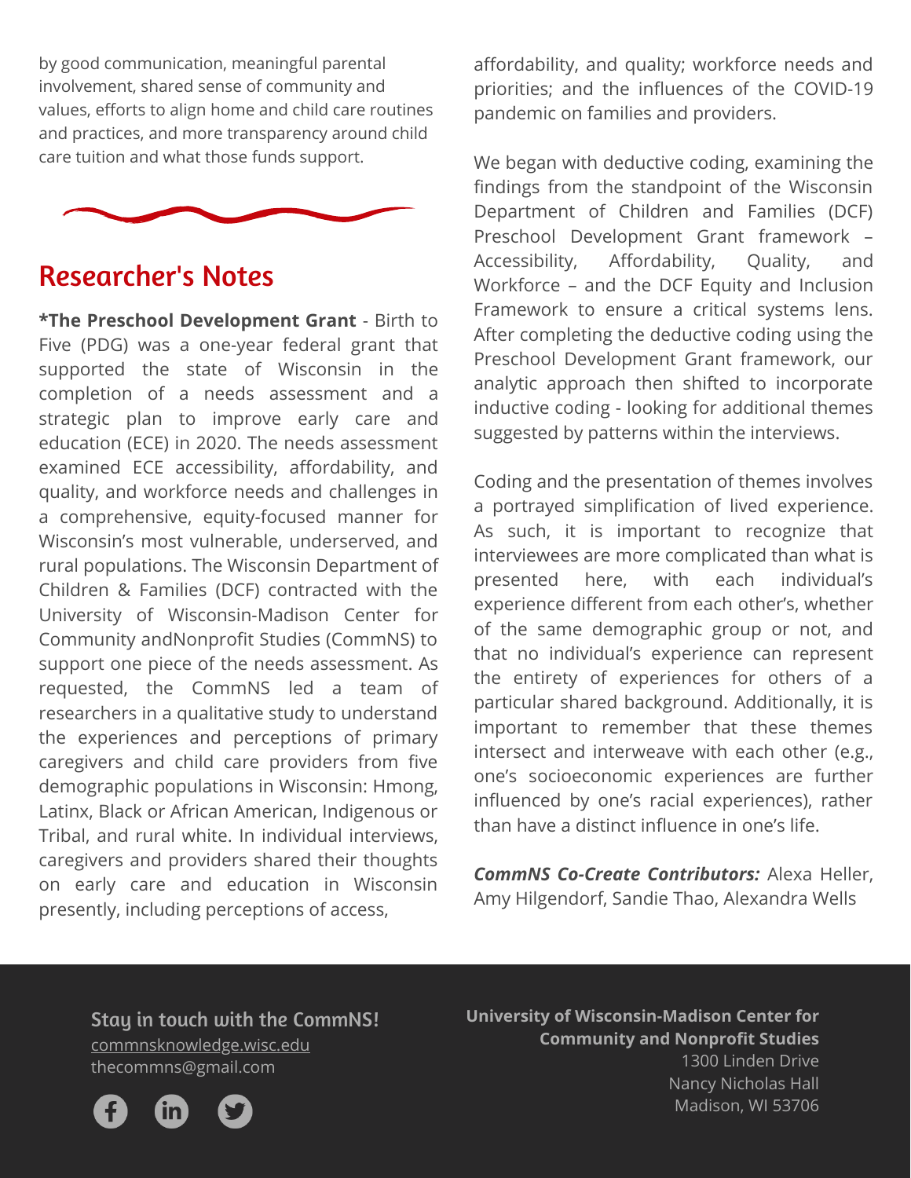by good communication, meaningful parental involvement, shared sense of community and values, efforts to align home and child care routines and practices, and more transparency around child care tuition and what those funds support.

## Researcher's Notes

***The Preschool Development Grant** - Birth to Five (PDG) was a one-year federal grant that supported the state of Wisconsin in the completion of a needs assessment and a strategic plan to improve early care and education (ECE) in 2020. The needs assessment examined ECE accessibility, affordability, and quality, and workforce needs and challenges in a comprehensive, equity-focused manner for Wisconsin's most vulnerable, underserved, and rural populations. The Wisconsin Department of Children & Families (DCF) contracted with the University of Wisconsin-Madison Center for Community andNonprofit Studies (CommNS) to support one piece of the needs assessment. As requested, the CommNS led a team of researchers in a qualitative study to understand the experiences and perceptions of primary caregivers and child care providers from five demographic populations in Wisconsin: Hmong, Latinx, Black or African American, Indigenous or Tribal, and rural white. In individual interviews, caregivers and providers shared their thoughts on early care and education in Wisconsin presently, including perceptions of access, affordability, and quality; workforce needs and priorities; and the influences of the COVID-19 pandemic on families and providers.

We began with deductive coding, examining the findings from the standpoint of the Wisconsin Department of Children and Families (DCF) Preschool Development Grant framework – Accessibility, Affordability, Quality, and Workforce – and the DCF Equity and Inclusion Framework to ensure a critical systems lens. After completing the deductive coding using the Preschool Development Grant framework, our analytic approach then shifted to incorporate inductive coding - looking for additional themes suggested by patterns within the interviews.

Coding and the presentation of themes involves a portrayed simplification of lived experience. As such, it is important to recognize that interviewees are more complicated than what is presented here, with each individual's experience different from each other's, whether of the same demographic group or not, and that no individual's experience can represent the entirety of experiences for others of a particular shared background. Additionally, it is important to remember that these themes intersect and interweave with each other (e.g., one's socioeconomic experiences are further influenced by one's racial experiences), rather than have a distinct influence in one's life.

***CommNS Co-Create Contributors:*** Alexa Heller, Amy Hilgendorf, Sandie Thao, Alexandra Wells

**Stay in touch with the CommNS!**
commnsknowledge.wisc.edu
thecommns@gmail.com

**University of Wisconsin-Madison Center for Community and Nonprofit Studies**
1300 Linden Drive
Nancy Nicholas Hall
Madison, WI 53706